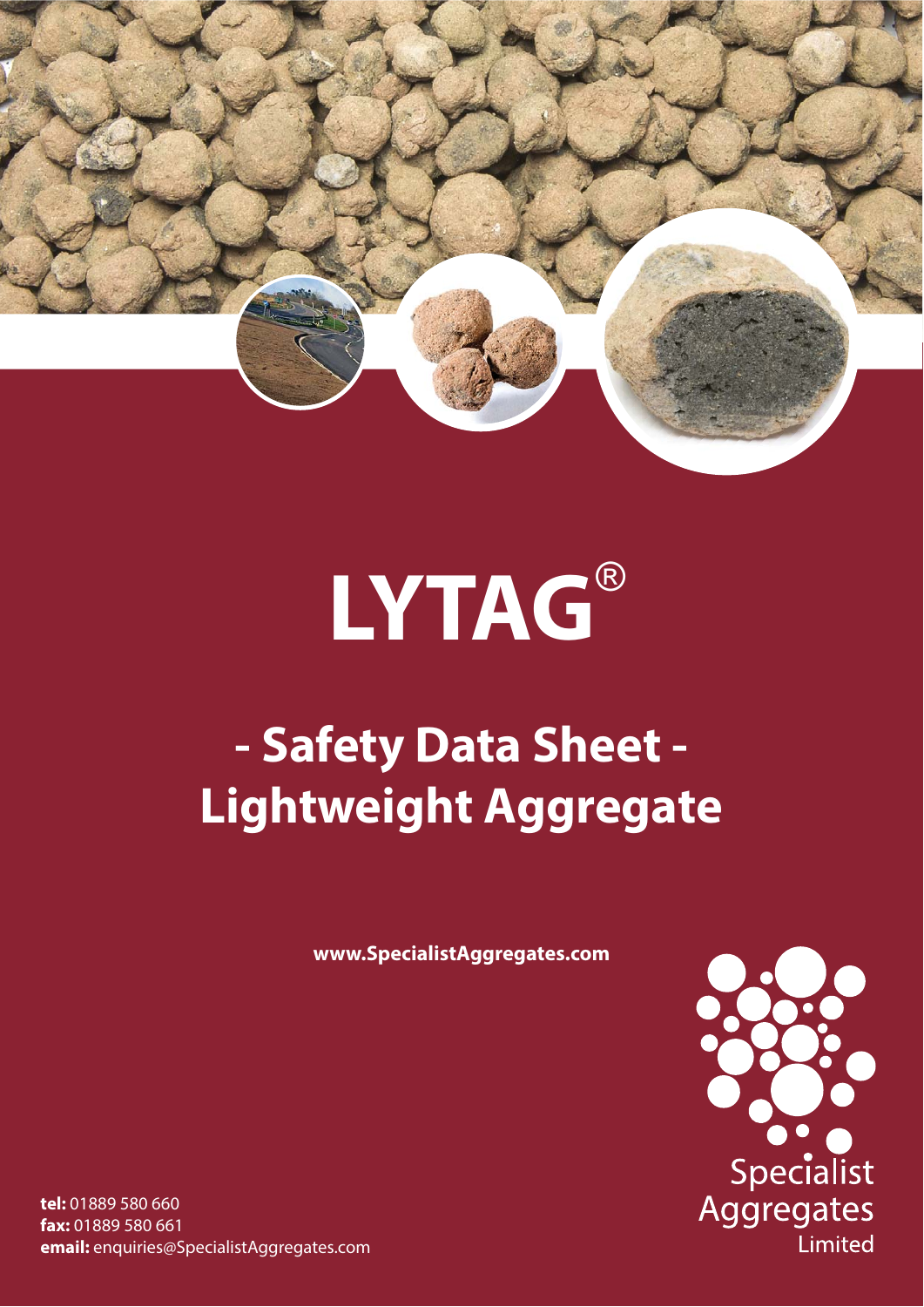# LYTAG®

## - Safety Data Sheet - Lightweight Aggregate

**www.SpecialistAggregates.com**

Specialist Aggregates Limited

**tel:** 01889 580 660
**fax:** 01889 580 661
**email:** enquiries@SpecialistAggregates.com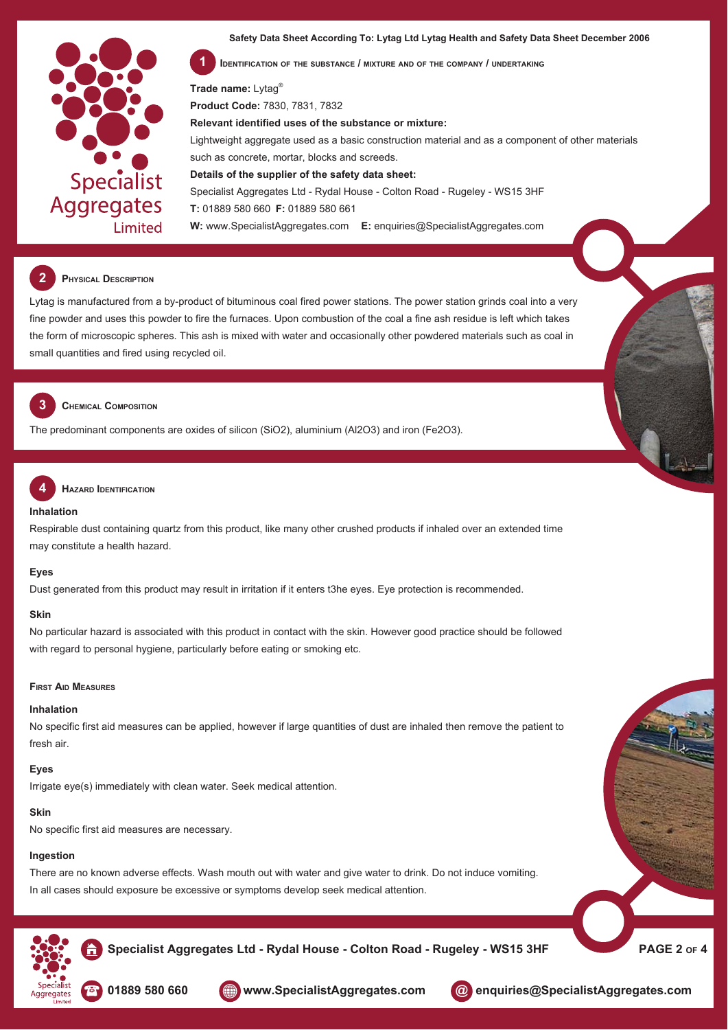Safety Data Sheet According To: Lytag Ltd Lytag Health and Safety Data Sheet December 2006

## 1 Identification of the substance / mixture and of the company / undertaking

**Trade name:** Lytag®

**Product Code:** 7830, 7831, 7832

**Relevant identified uses of the substance or mixture:**

Lightweight aggregate used as a basic construction material and as a component of other materials such as concrete, mortar, blocks and screeds.

**Details of the supplier of the safety data sheet:**

Specialist Aggregates Ltd - Rydal House - Colton Road - Rugeley - WS15 3HF

**T:** 01889 580 660 **F:** 01889 580 661

**W:** www.SpecialistAggregates.com **E:** enquiries@SpecialistAggregates.com

## 2 Physical Description

Lytag is manufactured from a by-product of bituminous coal fired power stations. The power station grinds coal into a very fine powder and uses this powder to fire the furnaces. Upon combustion of the coal a fine ash residue is left which takes the form of microscopic spheres. This ash is mixed with water and occasionally other powdered materials such as coal in small quantities and fired using recycled oil.

## 3 Chemical Composition

The predominant components are oxides of silicon ($SiO_2$), aluminium ($Al_2O_3$) and iron ($Fe_2O_3$).

## 4 Hazard Identification

**Inhalation**

Respirable dust containing quartz from this product, like many other crushed products if inhaled over an extended time may constitute a health hazard.

**Eyes**

Dust generated from this product may result in irritation if it enters t3he eyes. Eye protection is recommended.

**Skin**

No particular hazard is associated with this product in contact with the skin. However good practice should be followed with regard to personal hygiene, particularly before eating or smoking etc.

### First Aid Measures

**Inhalation**

No specific first aid measures can be applied, however if large quantities of dust are inhaled then remove the patient to fresh air.

**Eyes**

Irrigate eye(s) immediately with clean water. Seek medical attention.

**Skin**

No specific first aid measures are necessary.

**Ingestion**

There are no known adverse effects. Wash mouth out with water and give water to drink. Do not induce vomiting. In all cases should exposure be excessive or symptoms develop seek medical attention.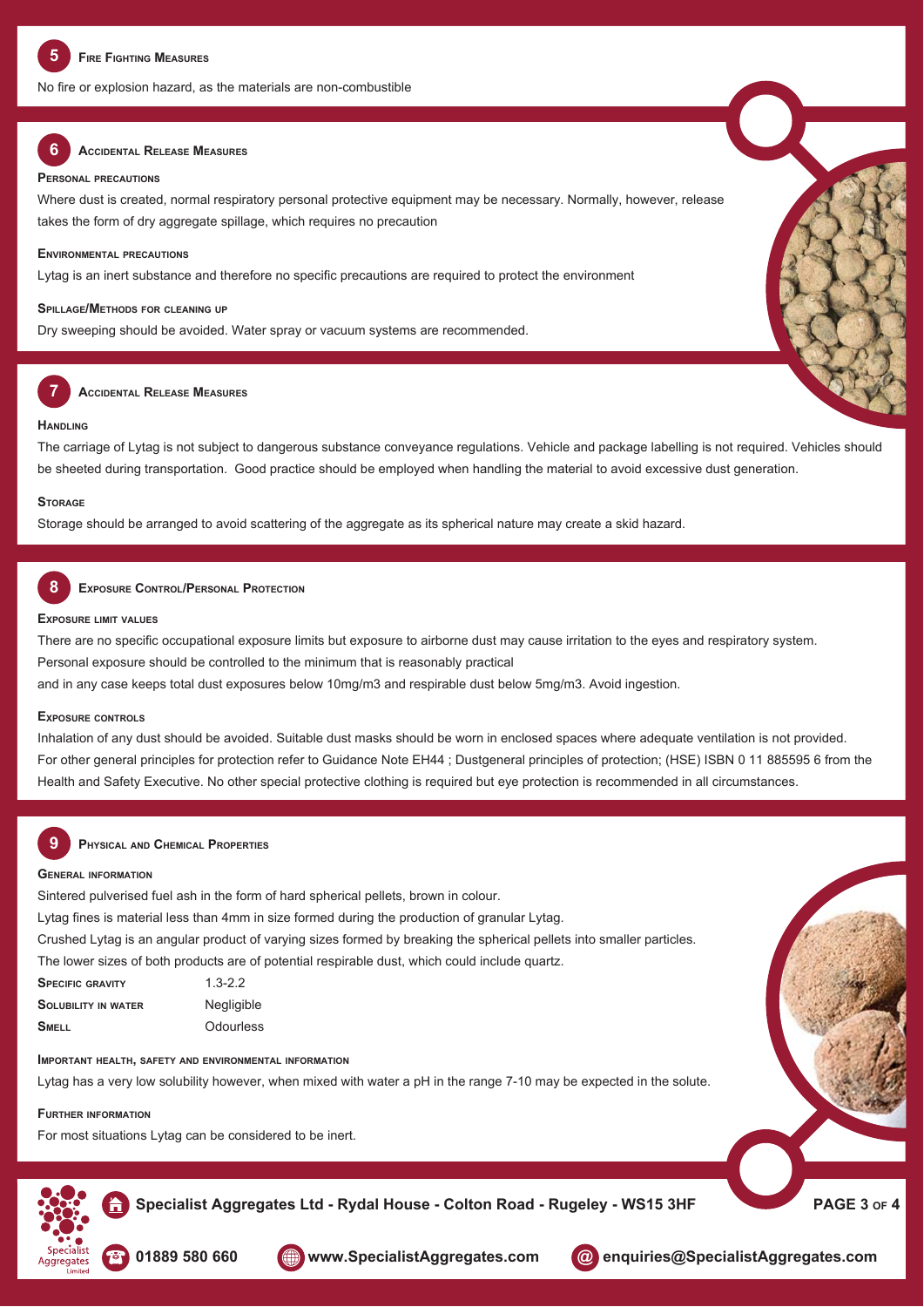## 5 Fire Fighting Measures

No fire or explosion hazard, as the materials are non-combustible

## 6 Accidental Release Measures

### Personal precautions

Where dust is created, normal respiratory personal protective equipment may be necessary. Normally, however, release takes the form of dry aggregate spillage, which requires no precaution

### Environmental precautions

Lytag is an inert substance and therefore no specific precautions are required to protect the environment

### Spillage/Methods for cleaning up

Dry sweeping should be avoided. Water spray or vacuum systems are recommended.

## 7 Accidental Release Measures

### Handling

The carriage of Lytag is not subject to dangerous substance conveyance regulations. Vehicle and package labelling is not required. Vehicles should be sheeted during transportation. Good practice should be employed when handling the material to avoid excessive dust generation.

### Storage

Storage should be arranged to avoid scattering of the aggregate as its spherical nature may create a skid hazard.

## 8 Exposure Control/Personal Protection

### Exposure limit values

There are no specific occupational exposure limits but exposure to airborne dust may cause irritation to the eyes and respiratory system.
Personal exposure should be controlled to the minimum that is reasonably practical
and in any case keeps total dust exposures below 10mg/m3 and respirable dust below 5mg/m3. Avoid ingestion.

### Exposure controls

Inhalation of any dust should be avoided. Suitable dust masks should be worn in enclosed spaces where adequate ventilation is not provided. For other general principles for protection refer to Guidance Note EH44 ; Dustgeneral principles of protection; (HSE) ISBN 0 11 885595 6 from the Health and Safety Executive. No other special protective clothing is required but eye protection is recommended in all circumstances.

## 9 Physical and Chemical Properties

### General information

Sintered pulverised fuel ash in the form of hard spherical pellets, brown in colour.
Lytag fines is material less than 4mm in size formed during the production of granular Lytag.
Crushed Lytag is an angular product of varying sizes formed by breaking the spherical pellets into smaller particles.
The lower sizes of both products are of potential respirable dust, which could include quartz.

| | |
|---|---|
| **Specific gravity** | 1.3-2.2 |
| **Solubility in water** | Negligible |
| **Smell** | Odourless |

### Important health, safety and environmental information

Lytag has a very low solubility however, when mixed with water a pH in the range 7-10 may be expected in the solute.

### Further information

For most situations Lytag can be considered to be inert.

**Specialist Aggregates Ltd - Rydal House - Colton Road - Rugeley - WS15 3HF**

01889 580 660 | www.SpecialistAggregates.com | enquiries@SpecialistAggregates.com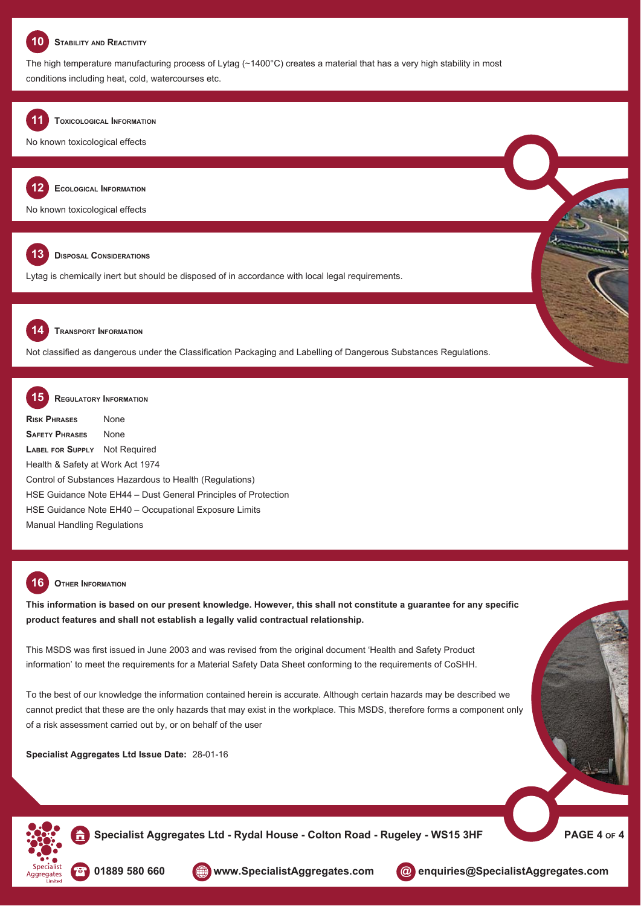## 10 Stability and Reactivity

The high temperature manufacturing process of Lytag (~1400°C) creates a material that has a very high stability in most conditions including heat, cold, watercourses etc.

## 11 Toxicological Information

No known toxicological effects

## 12 Ecological Information

No known toxicological effects

## 13 Disposal Considerations

Lytag is chemically inert but should be disposed of in accordance with local legal requirements.

## 14 Transport Information

Not classified as dangerous under the Classification Packaging and Labelling of Dangerous Substances Regulations.

## 15 Regulatory Information

**Risk Phrases** None
**Safety Phrases** None
**Label for Supply** Not Required

Health & Safety at Work Act 1974
Control of Substances Hazardous to Health (Regulations)
HSE Guidance Note EH44 – Dust General Principles of Protection
HSE Guidance Note EH40 – Occupational Exposure Limits
Manual Handling Regulations

## 16 Other Information

**This information is based on our present knowledge. However, this shall not constitute a guarantee for any specific product features and shall not establish a legally valid contractual relationship.**

This MSDS was first issued in June 2003 and was revised from the original document 'Health and Safety Product information' to meet the requirements for a Material Safety Data Sheet conforming to the requirements of CoSHH.

To the best of our knowledge the information contained herein is accurate. Although certain hazards may be described we cannot predict that these are the only hazards that may exist in the workplace. This MSDS, therefore forms a component only of a risk assessment carried out by, or on behalf of the user

**Specialist Aggregates Ltd Issue Date:** 28-01-16

**Specialist Aggregates Ltd - Rydal House - Colton Road - Rugeley - WS15 3HF**

**01889 580 660** **www.SpecialistAggregates.com** **enquiries@SpecialistAggregates.com**